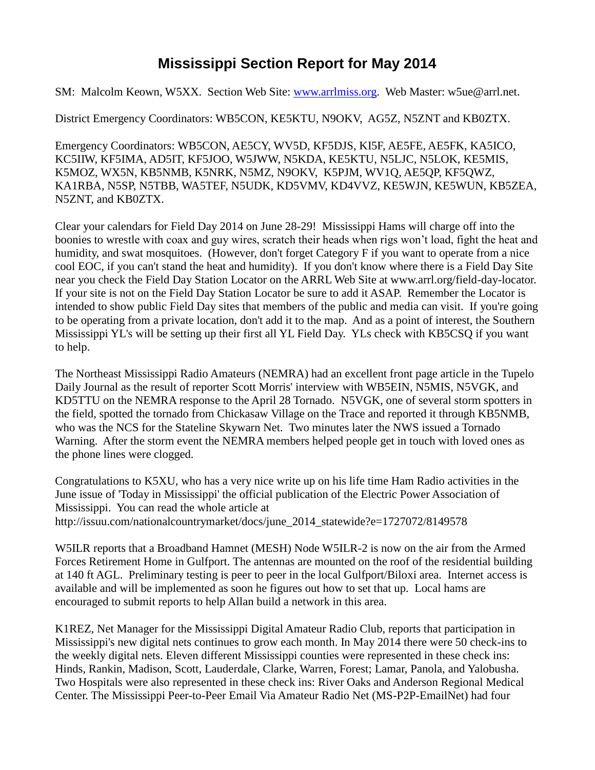# Mississippi Section Report for May 2014

SM: Malcolm Keown, W5XX. Section Web Site: [www.arrlmiss.org](http://www.arrlmiss.org). Web Master: w5ue@arrl.net.

District Emergency Coordinators: WB5CON, KE5KTU, N9OKV, AG5Z, N5ZNT and KB0ZTX.

Emergency Coordinators: WB5CON, AE5CY, WV5D, KF5DJS, KI5F, AE5FE, AE5FK, KA5ICO, KC5IIW, KF5IMA, AD5IT, KF5JOO, W5JWW, N5KDA, KE5KTU, N5LJC, N5LOK, KE5MIS, K5MOZ, WX5N, KB5NMB, K5NRK, N5MZ, N9OKV, K5PJM, WV1Q, AE5QP, KF5QWZ, KA1RBA, N5SP, N5TBB, WA5TEF, N5UDK, KD5VMV, KD4VVZ, KE5WJN, KE5WUN, KB5ZEA, N5ZNT, and KB0ZTX.

Clear your calendars for Field Day 2014 on June 28-29! Mississippi Hams will charge off into the boonies to wrestle with coax and guy wires, scratch their heads when rigs won't load, fight the heat and humidity, and swat mosquitoes. (However, don't forget Category F if you want to operate from a nice cool EOC, if you can't stand the heat and humidity). If you don't know where there is a Field Day Site near you check the Field Day Station Locator on the ARRL Web Site at www.arrl.org/field-day-locator. If your site is not on the Field Day Station Locator be sure to add it ASAP. Remember the Locator is intended to show public Field Day sites that members of the public and media can visit. If you're going to be operating from a private location, don't add it to the map. And as a point of interest, the Southern Mississippi YL's will be setting up their first all YL Field Day. YLs check with KB5CSQ if you want to help.

The Northeast Mississippi Radio Amateurs (NEMRA) had an excellent front page article in the Tupelo Daily Journal as the result of reporter Scott Morris' interview with WB5EIN, N5MIS, N5VGK, and KD5TTU on the NEMRA response to the April 28 Tornado. N5VGK, one of several storm spotters in the field, spotted the tornado from Chickasaw Village on the Trace and reported it through KB5NMB, who was the NCS for the Stateline Skywarn Net. Two minutes later the NWS issued a Tornado Warning. After the storm event the NEMRA members helped people get in touch with loved ones as the phone lines were clogged.

Congratulations to K5XU, who has a very nice write up on his life time Ham Radio activities in the June issue of 'Today in Mississippi' the official publication of the Electric Power Association of Mississippi. You can read the whole article at http://issuu.com/nationalcountrymarket/docs/june_2014_statewide?e=1727072/8149578

W5ILR reports that a Broadband Hamnet (MESH) Node W5ILR-2 is now on the air from the Armed Forces Retirement Home in Gulfport. The antennas are mounted on the roof of the residential building at 140 ft AGL. Preliminary testing is peer to peer in the local Gulfport/Biloxi area. Internet access is available and will be implemented as soon he figures out how to set that up. Local hams are encouraged to submit reports to help Allan build a network in this area.

K1REZ, Net Manager for the Mississippi Digital Amateur Radio Club, reports that participation in Mississippi's new digital nets continues to grow each month. In May 2014 there were 50 check-ins to the weekly digital nets. Eleven different Mississippi counties were represented in these check ins: Hinds, Rankin, Madison, Scott, Lauderdale, Clarke, Warren, Forest; Lamar, Panola, and Yalobusha. Two Hospitals were also represented in these check ins: River Oaks and Anderson Regional Medical Center. The Mississippi Peer-to-Peer Email Via Amateur Radio Net (MS-P2P-EmailNet) had four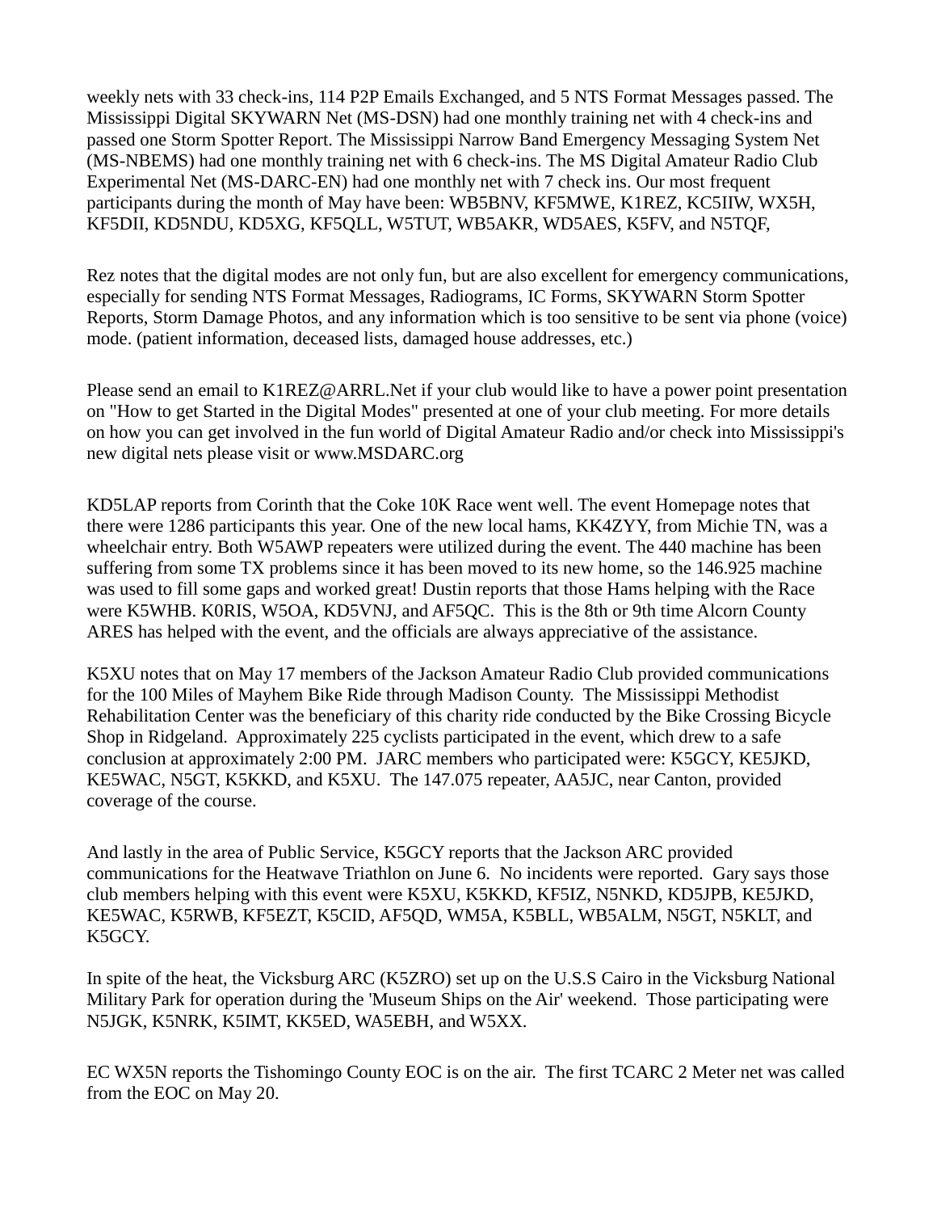weekly nets with 33 check-ins, 114 P2P Emails Exchanged, and 5 NTS Format Messages passed. The Mississippi Digital SKYWARN Net (MS-DSN) had one monthly training net with 4 check-ins and passed one Storm Spotter Report. The Mississippi Narrow Band Emergency Messaging System Net (MS-NBEMS) had one monthly training net with 6 check-ins. The MS Digital Amateur Radio Club Experimental Net (MS-DARC-EN) had one monthly net with 7 check ins. Our most frequent participants during the month of May have been: WB5BNV, KF5MWE, K1REZ, KC5IIW, WX5H, KF5DII, KD5NDU, KD5XG, KF5QLL, W5TUT, WB5AKR, WD5AES, K5FV, and N5TQF,

Rez notes that the digital modes are not only fun, but are also excellent for emergency communications, especially for sending NTS Format Messages, Radiograms, IC Forms, SKYWARN Storm Spotter Reports, Storm Damage Photos, and any information which is too sensitive to be sent via phone (voice) mode. (patient information, deceased lists, damaged house addresses, etc.)

Please send an email to K1REZ@ARRL.Net if your club would like to have a power point presentation on "How to get Started in the Digital Modes" presented at one of your club meeting. For more details on how you can get involved in the fun world of Digital Amateur Radio and/or check into Mississippi's new digital nets please visit or www.MSDARC.org

KD5LAP reports from Corinth that the Coke 10K Race went well. The event Homepage notes that there were 1286 participants this year. One of the new local hams, KK4ZYY, from Michie TN, was a wheelchair entry. Both W5AWP repeaters were utilized during the event. The 440 machine has been suffering from some TX problems since it has been moved to its new home, so the 146.925 machine was used to fill some gaps and worked great! Dustin reports that those Hams helping with the Race were K5WHB. K0RIS, W5OA, KD5VNJ, and AF5QC. This is the 8th or 9th time Alcorn County ARES has helped with the event, and the officials are always appreciative of the assistance.

K5XU notes that on May 17 members of the Jackson Amateur Radio Club provided communications for the 100 Miles of Mayhem Bike Ride through Madison County. The Mississippi Methodist Rehabilitation Center was the beneficiary of this charity ride conducted by the Bike Crossing Bicycle Shop in Ridgeland. Approximately 225 cyclists participated in the event, which drew to a safe conclusion at approximately 2:00 PM. JARC members who participated were: K5GCY, KE5JKD, KE5WAC, N5GT, K5KKD, and K5XU. The 147.075 repeater, AA5JC, near Canton, provided coverage of the course.

And lastly in the area of Public Service, K5GCY reports that the Jackson ARC provided communications for the Heatwave Triathlon on June 6. No incidents were reported. Gary says those club members helping with this event were K5XU, K5KKD, KF5IZ, N5NKD, KD5JPB, KE5JKD, KE5WAC, K5RWB, KF5EZT, K5CID, AF5QD, WM5A, K5BLL, WB5ALM, N5GT, N5KLT, and K5GCY.

In spite of the heat, the Vicksburg ARC (K5ZRO) set up on the U.S.S Cairo in the Vicksburg National Military Park for operation during the 'Museum Ships on the Air' weekend. Those participating were N5JGK, K5NRK, K5IMT, KK5ED, WA5EBH, and W5XX.

EC WX5N reports the Tishomingo County EOC is on the air. The first TCARC 2 Meter net was called from the EOC on May 20.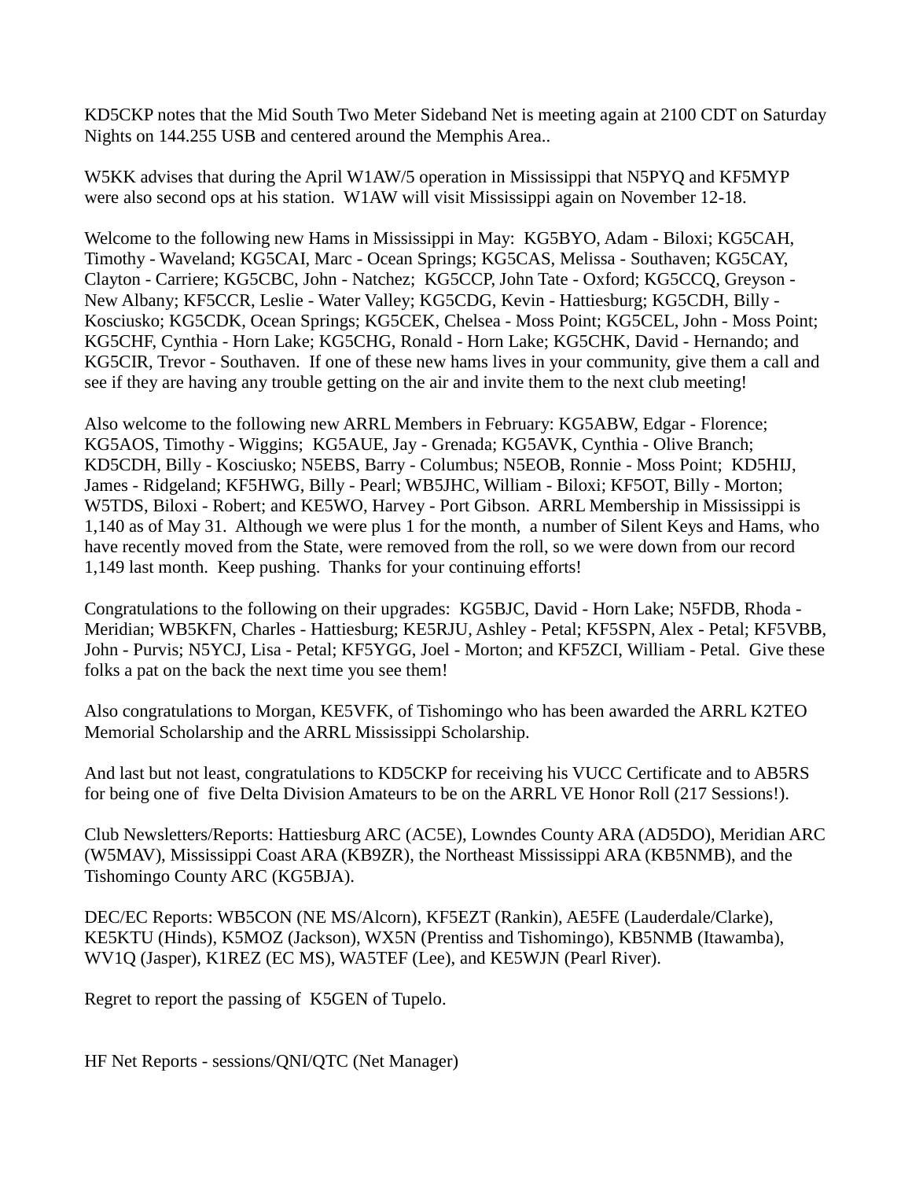KD5CKP notes that the Mid South Two Meter Sideband Net is meeting again at 2100 CDT on Saturday Nights on 144.255 USB and centered around the Memphis Area..

W5KK advises that during the April W1AW/5 operation in Mississippi that N5PYQ and KF5MYP were also second ops at his station. W1AW will visit Mississippi again on November 12-18.

Welcome to the following new Hams in Mississippi in May: KG5BYO, Adam - Biloxi; KG5CAH, Timothy - Waveland; KG5CAI, Marc - Ocean Springs; KG5CAS, Melissa - Southaven; KG5CAY, Clayton - Carriere; KG5CBC, John - Natchez; KG5CCP, John Tate - Oxford; KG5CCQ, Greyson - New Albany; KF5CCR, Leslie - Water Valley; KG5CDG, Kevin - Hattiesburg; KG5CDH, Billy - Kosciusko; KG5CDK, Ocean Springs; KG5CEK, Chelsea - Moss Point; KG5CEL, John - Moss Point; KG5CHF, Cynthia - Horn Lake; KG5CHG, Ronald - Horn Lake; KG5CHK, David - Hernando; and KG5CIR, Trevor - Southaven. If one of these new hams lives in your community, give them a call and see if they are having any trouble getting on the air and invite them to the next club meeting!

Also welcome to the following new ARRL Members in February: KG5ABW, Edgar - Florence; KG5AOS, Timothy - Wiggins; KG5AUE, Jay - Grenada; KG5AVK, Cynthia - Olive Branch; KD5CDH, Billy - Kosciusko; N5EBS, Barry - Columbus; N5EOB, Ronnie - Moss Point; KD5HIJ, James - Ridgeland; KF5HWG, Billy - Pearl; WB5JHC, William - Biloxi; KF5OT, Billy - Morton; W5TDS, Biloxi - Robert; and KE5WO, Harvey - Port Gibson. ARRL Membership in Mississippi is 1,140 as of May 31. Although we were plus 1 for the month, a number of Silent Keys and Hams, who have recently moved from the State, were removed from the roll, so we were down from our record 1,149 last month. Keep pushing. Thanks for your continuing efforts!

Congratulations to the following on their upgrades: KG5BJC, David - Horn Lake; N5FDB, Rhoda - Meridian; WB5KFN, Charles - Hattiesburg; KE5RJU, Ashley - Petal; KF5SPN, Alex - Petal; KF5VBB, John - Purvis; N5YCJ, Lisa - Petal; KF5YGG, Joel - Morton; and KF5ZCI, William - Petal. Give these folks a pat on the back the next time you see them!

Also congratulations to Morgan, KE5VFK, of Tishomingo who has been awarded the ARRL K2TEO Memorial Scholarship and the ARRL Mississippi Scholarship.

And last but not least, congratulations to KD5CKP for receiving his VUCC Certificate and to AB5RS for being one of five Delta Division Amateurs to be on the ARRL VE Honor Roll (217 Sessions!).

Club Newsletters/Reports: Hattiesburg ARC (AC5E), Lowndes County ARA (AD5DO), Meridian ARC (W5MAV), Mississippi Coast ARA (KB9ZR), the Northeast Mississippi ARA (KB5NMB), and the Tishomingo County ARC (KG5BJA).

DEC/EC Reports: WB5CON (NE MS/Alcorn), KF5EZT (Rankin), AE5FE (Lauderdale/Clarke), KE5KTU (Hinds), K5MOZ (Jackson), WX5N (Prentiss and Tishomingo), KB5NMB (Itawamba), WV1Q (Jasper), K1REZ (EC MS), WA5TEF (Lee), and KE5WJN (Pearl River).

Regret to report the passing of K5GEN of Tupelo.

HF Net Reports - sessions/QNI/QTC (Net Manager)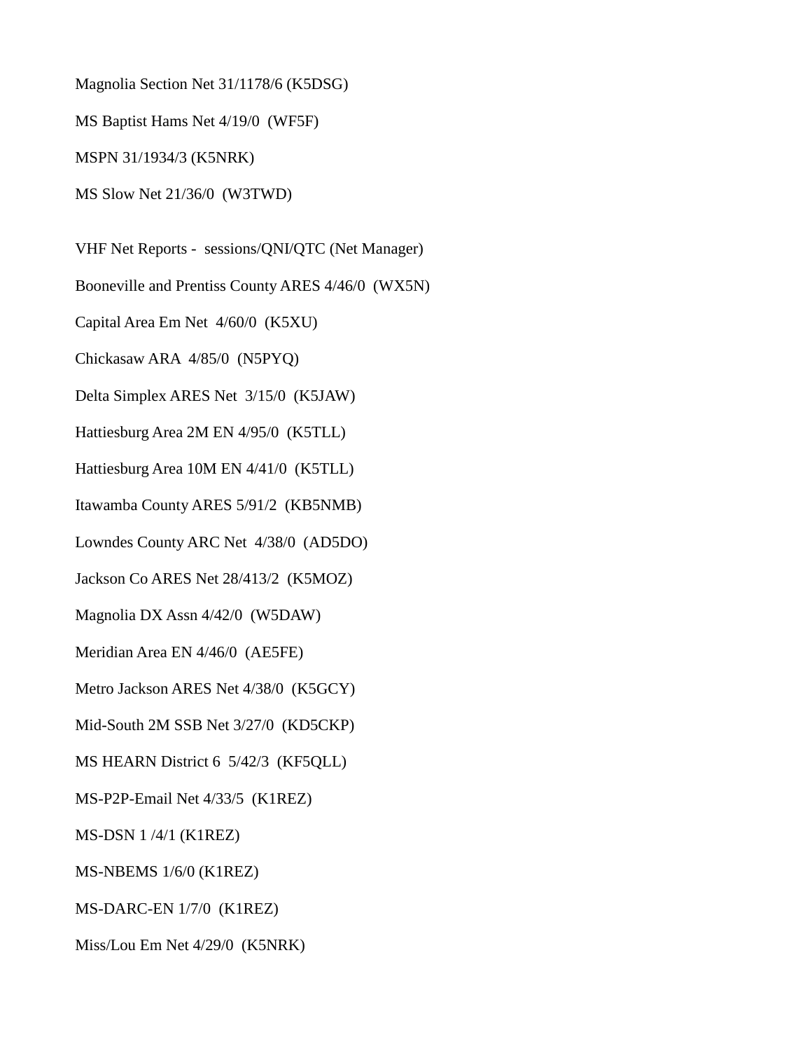Magnolia Section Net 31/1178/6 (K5DSG)

MS Baptist Hams Net 4/19/0 (WF5F)

MSPN 31/1934/3 (K5NRK)

MS Slow Net 21/36/0 (W3TWD)

VHF Net Reports - sessions/QNI/QTC (Net Manager)

Booneville and Prentiss County ARES 4/46/0 (WX5N)

Capital Area Em Net 4/60/0 (K5XU)

Chickasaw ARA 4/85/0 (N5PYQ)

Delta Simplex ARES Net 3/15/0 (K5JAW)

Hattiesburg Area 2M EN 4/95/0 (K5TLL)

Hattiesburg Area 10M EN 4/41/0 (K5TLL)

Itawamba County ARES 5/91/2 (KB5NMB)

Lowndes County ARC Net 4/38/0 (AD5DO)

Jackson Co ARES Net 28/413/2 (K5MOZ)

Magnolia DX Assn 4/42/0 (W5DAW)

Meridian Area EN 4/46/0 (AE5FE)

Metro Jackson ARES Net 4/38/0 (K5GCY)

Mid-South 2M SSB Net 3/27/0 (KD5CKP)

MS HEARN District 6 5/42/3 (KF5QLL)

MS-P2P-Email Net 4/33/5 (K1REZ)

MS-DSN 1 /4/1 (K1REZ)

MS-NBEMS 1/6/0 (K1REZ)

MS-DARC-EN 1/7/0 (K1REZ)

Miss/Lou Em Net 4/29/0 (K5NRK)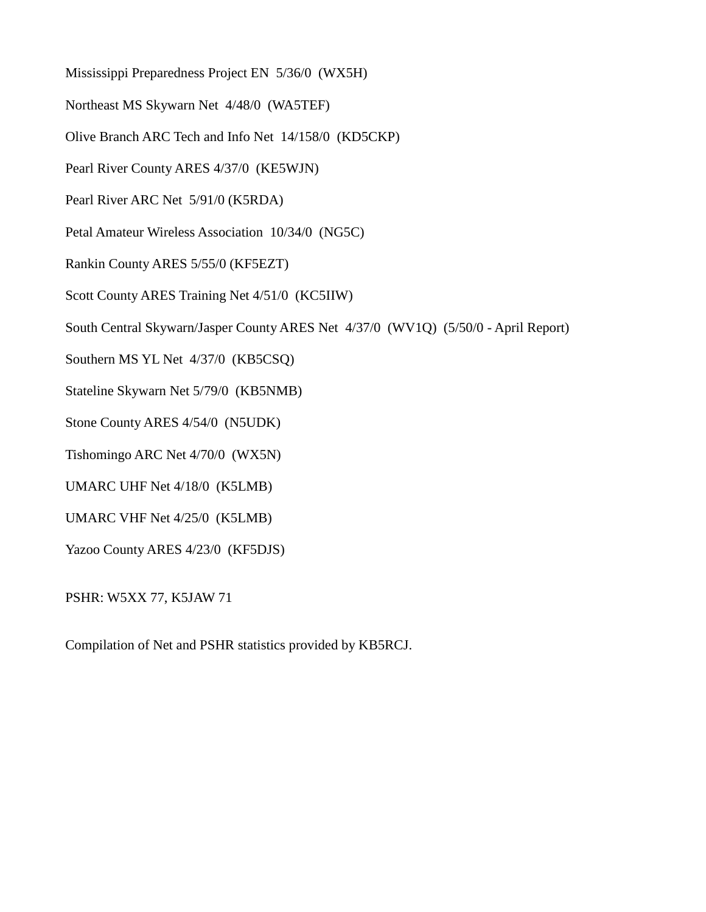Mississippi Preparedness Project EN  5/36/0  (WX5H)

Northeast MS Skywarn Net  4/48/0  (WA5TEF)

Olive Branch ARC Tech and Info Net  14/158/0  (KD5CKP)

Pearl River County ARES 4/37/0  (KE5WJN)

Pearl River ARC Net  5/91/0 (K5RDA)

Petal Amateur Wireless Association  10/34/0  (NG5C)

Rankin County ARES 5/55/0 (KF5EZT)

Scott County ARES Training Net 4/51/0  (KC5IIW)

South Central Skywarn/Jasper County ARES Net  4/37/0  (WV1Q)  (5/50/0 - April Report)

Southern MS YL Net  4/37/0  (KB5CSQ)

Stateline Skywarn Net 5/79/0  (KB5NMB)

Stone County ARES 4/54/0  (N5UDK)

Tishomingo ARC Net 4/70/0  (WX5N)

UMARC UHF Net 4/18/0  (K5LMB)

UMARC VHF Net 4/25/0  (K5LMB)

Yazoo County ARES 4/23/0  (KF5DJS)

PSHR: W5XX 77, K5JAW 71

Compilation of Net and PSHR statistics provided by KB5RCJ.